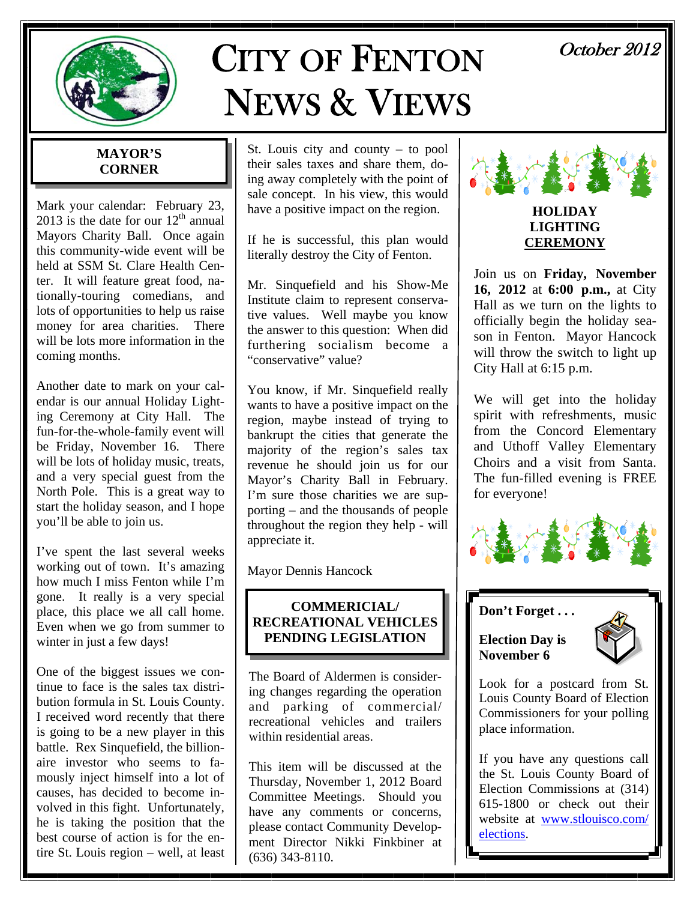# CITY OF FENTON NEWS & VIEWS

October 2012

## MAYOR'S CORNER

Mark your calendar: February 23, 2013 is the date for our 12th annual Mayors Charity Ball. Once again this community-wide event will be held at SSM St. Clare Health Center. It will feature great food, nationally-touring comedians, and lots of opportunities to help us raise money for area charities. There will be lots more information in the coming months.

Another date to mark on your calendar is our annual Holiday Lighting Ceremony at City Hall. The fun-for-the-whole-family event will be Friday, November 16. There will be lots of holiday music, treats, and a very special guest from the North Pole. This is a great way to start the holiday season, and I hope you'll be able to join us.

I've spent the last several weeks working out of town. It's amazing how much I miss Fenton while I'm gone. It really is a very special place, this place we all call home. Even when we go from summer to winter in just a few days!

One of the biggest issues we continue to face is the sales tax distribution formula in St. Louis County. I received word recently that there is going to be a new player in this battle. Rex Sinquefield, the billionaire investor who seems to famously inject himself into a lot of causes, has decided to become involved in this fight. Unfortunately, he is taking the position that the best course of action is for the entire St. Louis region – well, at least St. Louis city and county – to pool their sales taxes and share them, doing away completely with the point of sale concept. In his view, this would have a positive impact on the region.

If he is successful, this plan would literally destroy the City of Fenton.

Mr. Sinquefield and his Show-Me Institute claim to represent conservative values. Well maybe you know the answer to this question: When did furthering socialism become a "conservative" value?

You know, if Mr. Sinquefield really wants to have a positive impact on the region, maybe instead of trying to bankrupt the cities that generate the majority of the region's sales tax revenue he should join us for our Mayor's Charity Ball in February. I'm sure those charities we are supporting – and the thousands of people throughout the region they help - will appreciate it.

Mayor Dennis Hancock

## COMMERICIAL/ RECREATIONAL VEHICLES PENDING LEGISLATION

The Board of Aldermen is considering changes regarding the operation and parking of commercial/ recreational vehicles and trailers within residential areas.

This item will be discussed at the Thursday, November 1, 2012 Board Committee Meetings. Should you have any comments or concerns, please contact Community Development Director Nikki Finkbiner at (636) 343-8110.

## HOLIDAY LIGHTING CEREMONY

Join us on **Friday, November 16, 2012** at **6:00 p.m.,** at City Hall as we turn on the lights to officially begin the holiday season in Fenton. Mayor Hancock will throw the switch to light up City Hall at 6:15 p.m.

We will get into the holiday spirit with refreshments, music from the Concord Elementary and Uthoff Valley Elementary Choirs and a visit from Santa. The fun-filled evening is FREE for everyone!

**Don't Forget . . .**

**Election Day is November 6**

Look for a postcard from St. Louis County Board of Election Commissioners for your polling place information.

If you have any questions call the St. Louis County Board of Election Commissions at (314) 615-1800 or check out their website at www.stlouisco.com/elections.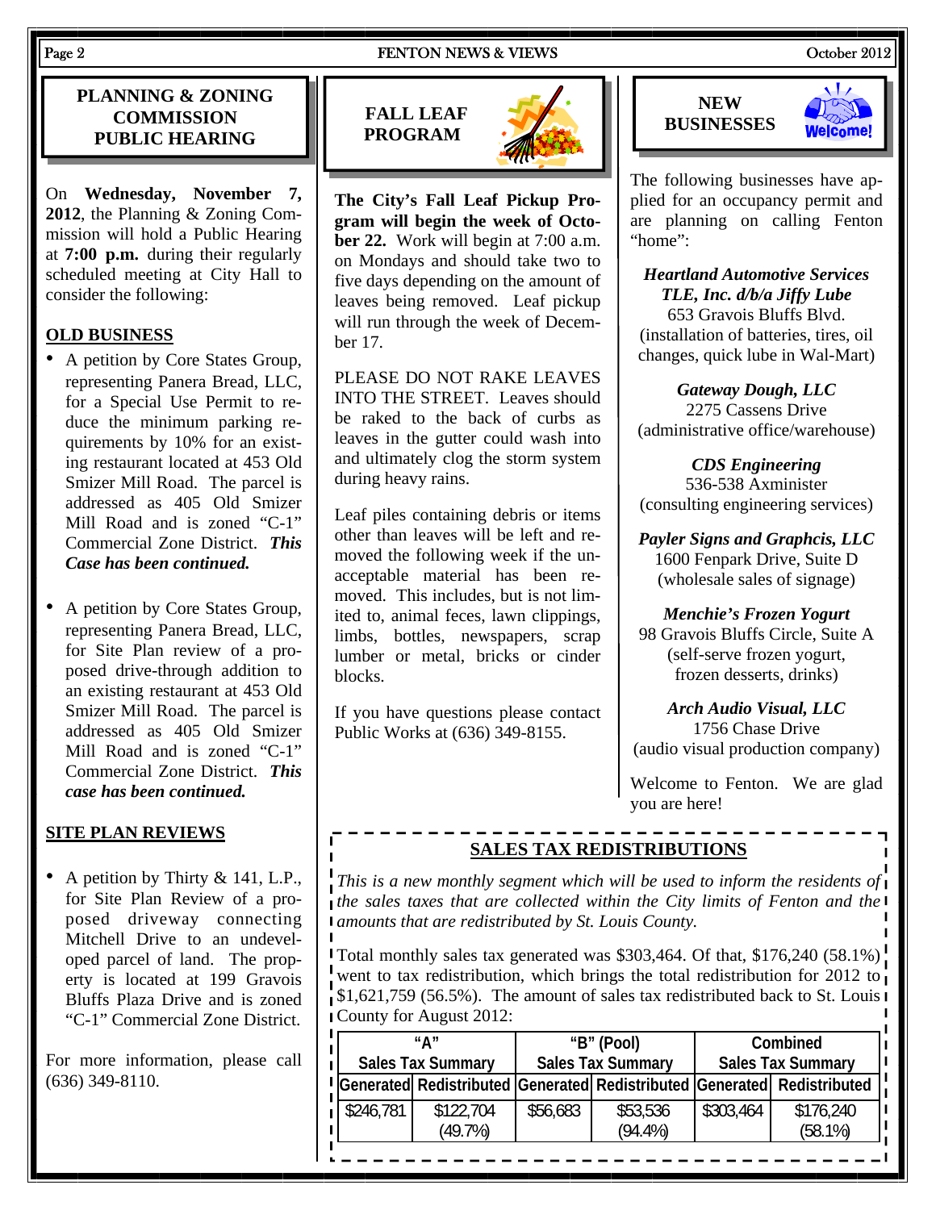## PLANNING & ZONING COMMISSION PUBLIC HEARING

On **Wednesday, November 7, 2012**, the Planning & Zoning Commission will hold a Public Hearing at **7:00 p.m.** during their regularly scheduled meeting at City Hall to consider the following:

### OLD BUSINESS

- A petition by Core States Group, representing Panera Bread, LLC, for a Special Use Permit to reduce the minimum parking requirements by 10% for an existing restaurant located at 453 Old Smizer Mill Road. The parcel is addressed as 405 Old Smizer Mill Road and is zoned "C-1" Commercial Zone District. ***This Case has been continued.***

- A petition by Core States Group, representing Panera Bread, LLC, for Site Plan review of a proposed drive-through addition to an existing restaurant at 453 Old Smizer Mill Road. The parcel is addressed as 405 Old Smizer Mill Road and is zoned "C-1" Commercial Zone District. ***This case has been continued.***

### SITE PLAN REVIEWS

- A petition by Thirty & 141, L.P., for Site Plan Review of a proposed driveway connecting Mitchell Drive to an undeveloped parcel of land. The property is located at 199 Gravois Bluffs Plaza Drive and is zoned "C-1" Commercial Zone District.

For more information, please call (636) 349-8110.

## FALL LEAF PROGRAM

**The City's Fall Leaf Pickup Program will begin the week of October 22.** Work will begin at 7:00 a.m. on Mondays and should take two to five days depending on the amount of leaves being removed. Leaf pickup will run through the week of December 17.

PLEASE DO NOT RAKE LEAVES INTO THE STREET. Leaves should be raked to the back of curbs as leaves in the gutter could wash into and ultimately clog the storm system during heavy rains.

Leaf piles containing debris or items other than leaves will be left and removed the following week if the unacceptable material has been removed. This includes, but is not limited to, animal feces, lawn clippings, limbs, bottles, newspapers, scrap lumber or metal, bricks or cinder blocks.

If you have questions please contact Public Works at (636) 349-8155.

## NEW BUSINESSES

The following businesses have applied for an occupancy permit and are planning on calling Fenton "home":

***Heartland Automotive Services TLE, Inc. d/b/a Jiffy Lube***
653 Gravois Bluffs Blvd.
(installation of batteries, tires, oil changes, quick lube in Wal-Mart)

***Gateway Dough, LLC***
2275 Cassens Drive
(administrative office/warehouse)

***CDS Engineering***
536-538 Axminister
(consulting engineering services)

***Payler Signs and Graphcis, LLC***
1600 Fenpark Drive, Suite D
(wholesale sales of signage)

***Menchie's Frozen Yogurt***
98 Gravois Bluffs Circle, Suite A
(self-serve frozen yogurt, frozen desserts, drinks)

***Arch Audio Visual, LLC***
1756 Chase Drive
(audio visual production company)

Welcome to Fenton. We are glad you are here!

## SALES TAX REDISTRIBUTIONS

*This is a new monthly segment which will be used to inform the residents of the sales taxes that are collected within the City limits of Fenton and the amounts that are redistributed by St. Louis County.*

Total monthly sales tax generated was $303,464. Of that, $176,240 (58.1%) went to tax redistribution, which brings the total redistribution for 2012 to $1,621,759 (56.5%). The amount of sales tax redistributed back to St. Louis County for August 2012:

| "A" Sales Tax Summary | | "B" (Pool) Sales Tax Summary | | Combined Sales Tax Summary | |
|---|---|---|---|---|---|
| Generated | Redistributed | Generated | Redistributed | Generated | Redistributed |
| $246,781 | $122,704 (49.7%) | $56,683 | $53,536 (94.4%) | $303,464 | $176,240 (58.1%) |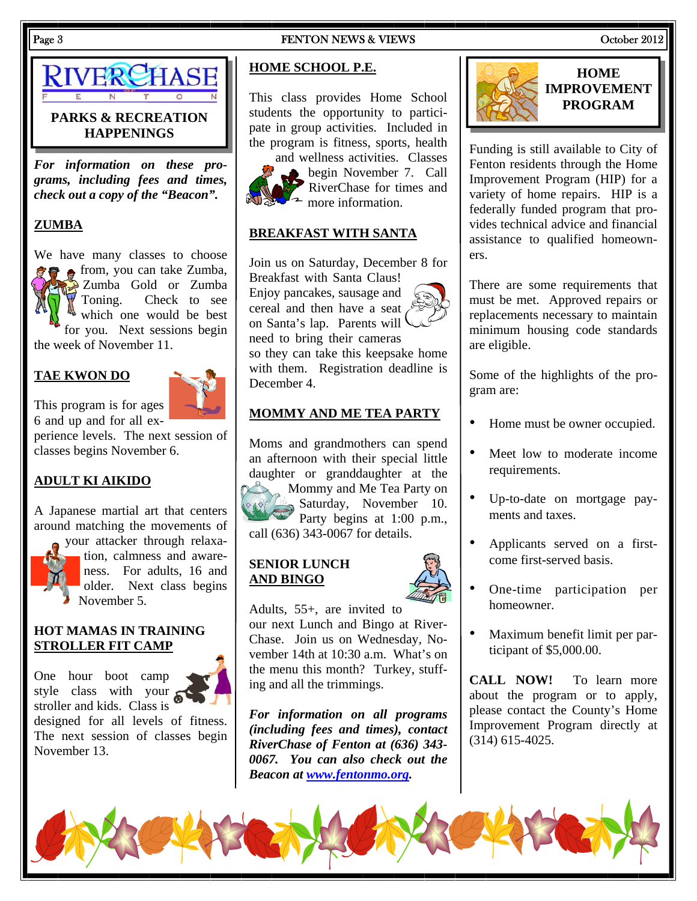## RIVERCHASE
FENTON

## PARKS & RECREATION HAPPENINGS

***For information on these programs, including fees and times, check out a copy of the "Beacon".***

### ZUMBA

We have many classes to choose from, you can take Zumba, Zumba Gold or Zumba Toning. Check to see which one would be best for you. Next sessions begin the week of November 11.

### TAE KWON DO

This program is for ages 6 and up and for all experience levels. The next session of classes begins November 6.

### ADULT KI AIKIDO

A Japanese martial art that centers around matching the movements of your attacker through relaxation, calmness and awareness. For adults, 16 and older. Next class begins November 5.

### HOT MAMAS IN TRAINING STROLLER FIT CAMP

One hour boot camp style class with your stroller and kids. Class is designed for all levels of fitness. The next session of classes begin November 13.

### HOME SCHOOL P.E.

This class provides Home School students the opportunity to participate in group activities. Included in the program is fitness, sports, health and wellness activities. Classes begin November 7. Call RiverChase for times and more information.

### BREAKFAST WITH SANTA

Join us on Saturday, December 8 for Breakfast with Santa Claus! Enjoy pancakes, sausage and cereal and then have a seat on Santa's lap. Parents will need to bring their cameras so they can take this keepsake home with them. Registration deadline is December 4.

### MOMMY AND ME TEA PARTY

Moms and grandmothers can spend an afternoon with their special little daughter or granddaughter at the Mommy and Me Tea Party on Saturday, November 10. Party begins at 1:00 p.m., call (636) 343-0067 for details.

### SENIOR LUNCH AND BINGO

Adults, 55+, are invited to our next Lunch and Bingo at RiverChase. Join us on Wednesday, November 14th at 10:30 a.m. What's on the menu this month? Turkey, stuffing and all the trimmings.

***For information on all programs (including fees and times), contact RiverChase of Fenton at (636) 343-0067. You can also check out the Beacon at www.fentonmo.org.***

## HOME IMPROVEMENT PROGRAM

Funding is still available to City of Fenton residents through the Home Improvement Program (HIP) for a variety of home repairs. HIP is a federally funded program that provides technical advice and financial assistance to qualified homeowners.

There are some requirements that must be met. Approved repairs or replacements necessary to maintain minimum housing code standards are eligible.

Some of the highlights of the program are:

- Home must be owner occupied.
- Meet low to moderate income requirements.
- Up-to-date on mortgage payments and taxes.
- Applicants served on a first-come first-served basis.
- One-time participation per homeowner.
- Maximum benefit limit per participant of $5,000.00.

**CALL NOW!** To learn more about the program or to apply, please contact the County's Home Improvement Program directly at (314) 615-4025.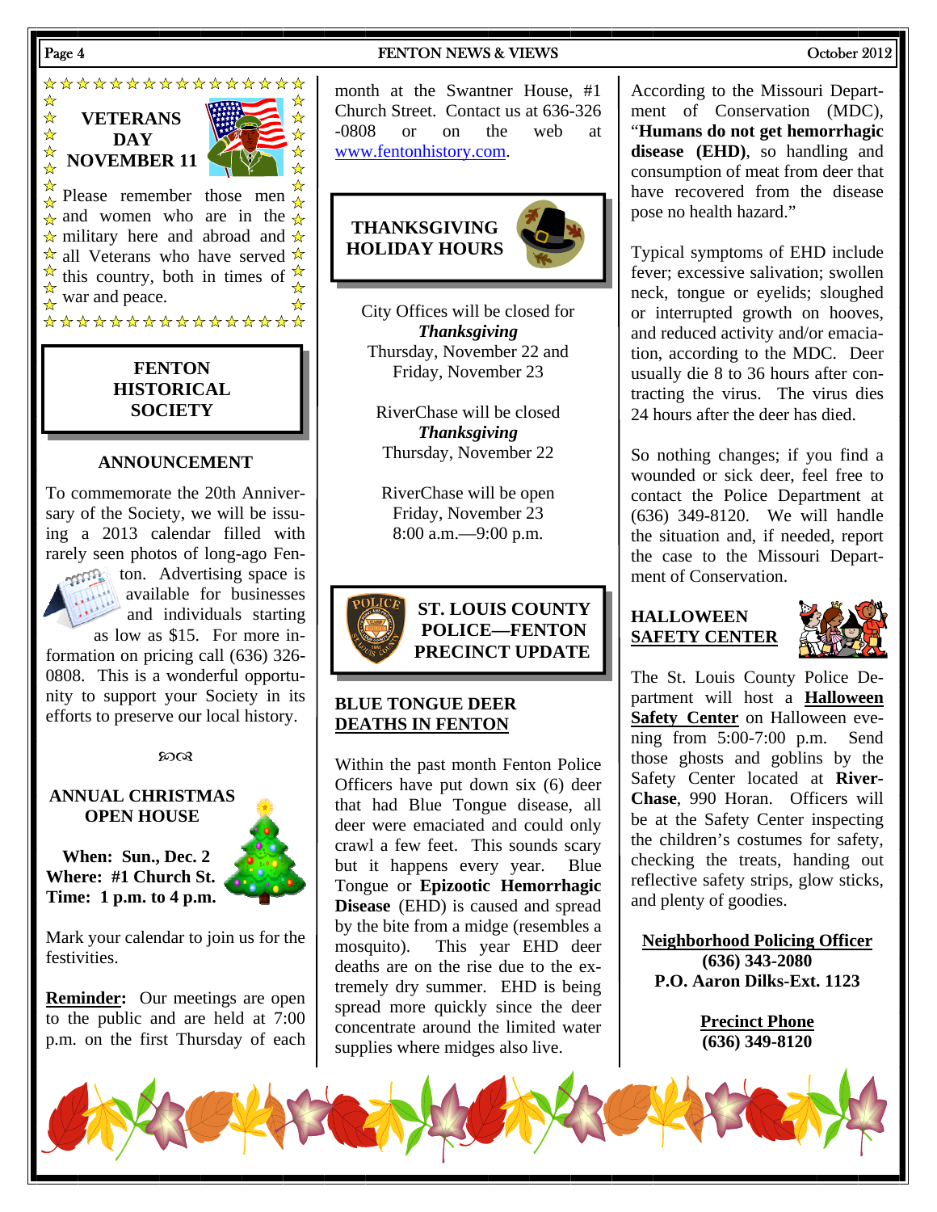## VETERANS DAY NOVEMBER 11

Please remember those men and women who are in the military here and abroad and all Veterans who have served this country, both in times of war and peace.

## FENTON HISTORICAL SOCIETY

### ANNOUNCEMENT

To commemorate the 20th Anniversary of the Society, we will be issuing a 2013 calendar filled with rarely seen photos of long-ago Fenton. Advertising space is available for businesses and individuals starting as low as $15. For more information on pricing call (636) 326-0808. This is a wonderful opportunity to support your Society in its efforts to preserve our local history.

### ANNUAL CHRISTMAS OPEN HOUSE

**When: Sun., Dec. 2**
**Where: #1 Church St.**
**Time: 1 p.m. to 4 p.m.**

Mark your calendar to join us for the festivities.

**Reminder:** Our meetings are open to the public and are held at 7:00 p.m. on the first Thursday of each month at the Swantner House, #1 Church Street. Contact us at 636-326-0808 or on the web at www.fentonhistory.com.

## THANKSGIVING HOLIDAY HOURS

City Offices will be closed for
***Thanksgiving***
Thursday, November 22 and
Friday, November 23

RiverChase will be closed
***Thanksgiving***
Thursday, November 22

RiverChase will be open
Friday, November 23
8:00 a.m.—9:00 p.m.

## ST. LOUIS COUNTY POLICE—FENTON PRECINCT UPDATE

### BLUE TONGUE DEER DEATHS IN FENTON

Within the past month Fenton Police Officers have put down six (6) deer that had Blue Tongue disease, all deer were emaciated and could only crawl a few feet. This sounds scary but it happens every year. Blue Tongue or **Epizootic Hemorrhagic Disease** (EHD) is caused and spread by the bite from a midge (resembles a mosquito). This year EHD deer deaths are on the rise due to the extremely dry summer. EHD is being spread more quickly since the deer concentrate around the limited water supplies where midges also live.

According to the Missouri Department of Conservation (MDC), "**Humans do not get hemorrhagic disease (EHD)**, so handling and consumption of meat from deer that have recovered from the disease pose no health hazard."

Typical symptoms of EHD include fever; excessive salivation; swollen neck, tongue or eyelids; sloughed or interrupted growth on hooves, and reduced activity and/or emaciation, according to the MDC. Deer usually die 8 to 36 hours after contracting the virus. The virus dies 24 hours after the deer has died.

So nothing changes; if you find a wounded or sick deer, feel free to contact the Police Department at (636) 349-8120. We will handle the situation and, if needed, report the case to the Missouri Department of Conservation.

### HALLOWEEN SAFETY CENTER

The St. Louis County Police Department will host a **Halloween Safety Center** on Halloween evening from 5:00-7:00 p.m. Send those ghosts and goblins by the Safety Center located at **RiverChase**, 990 Horan. Officers will be at the Safety Center inspecting the children's costumes for safety, checking the treats, handing out reflective safety strips, glow sticks, and plenty of goodies.

**Neighborhood Policing Officer**
**(636) 343-2080**
**P.O. Aaron Dilks-Ext. 1123**

**Precinct Phone**
**(636) 349-8120**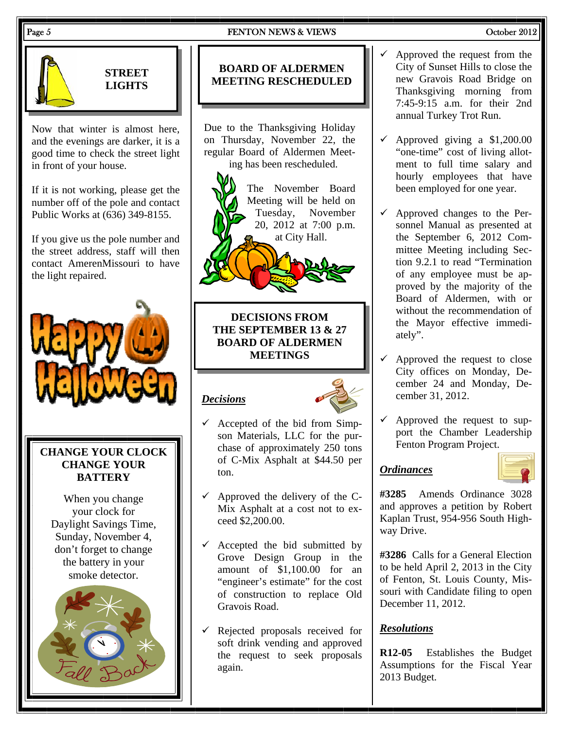## STREET LIGHTS

Now that winter is almost here, and the evenings are darker, it is a good time to check the street light in front of your house.

If it is not working, please get the number off of the pole and contact Public Works at (636) 349-8155.

If you give us the pole number and the street address, staff will then contact AmerenMissouri to have the light repaired.

Happy Halloween

## CHANGE YOUR CLOCK CHANGE YOUR BATTERY

When you change your clock for Daylight Savings Time, Sunday, November 4, don't forget to change the battery in your smoke detector.

Fall Back

## BOARD OF ALDERMEN MEETING RESCHEDULED

Due to the Thanksgiving Holiday on Thursday, November 22, the regular Board of Aldermen Meeting has been rescheduled.

The November Board Meeting will be held on Tuesday, November 20, 2012 at 7:00 p.m. at City Hall.

## DECISIONS FROM THE SEPTEMBER 13 & 27 BOARD OF ALDERMEN MEETINGS

### *Decisions*

- ✓ Accepted of the bid from Simpson Materials, LLC for the purchase of approximately 250 tons of C-Mix Asphalt at $44.50 per ton.
- ✓ Approved the delivery of the C-Mix Asphalt at a cost not to exceed $2,200.00.
- ✓ Accepted the bid submitted by Grove Design Group in the amount of $1,100.00 for an "engineer's estimate" for the cost of construction to replace Old Gravois Road.
- ✓ Rejected proposals received for soft drink vending and approved the request to seek proposals again.
- ✓ Approved the request from the City of Sunset Hills to close the new Gravois Road Bridge on Thanksgiving morning from 7:45-9:15 a.m. for their 2nd annual Turkey Trot Run.
- ✓ Approved giving a $1,200.00 "one-time" cost of living allotment to full time salary and hourly employees that have been employed for one year.
- ✓ Approved changes to the Personnel Manual as presented at the September 6, 2012 Committee Meeting including Section 9.2.1 to read "Termination of any employee must be approved by the majority of the Board of Aldermen, with or without the recommendation of the Mayor effective immediately".
- ✓ Approved the request to close City offices on Monday, December 24 and Monday, December 31, 2012.
- ✓ Approved the request to support the Chamber Leadership Fenton Program Project.

### *Ordinances*

**#3285** Amends Ordinance 3028 and approves a petition by Robert Kaplan Trust, 954-956 South Highway Drive.

**#3286** Calls for a General Election to be held April 2, 2013 in the City of Fenton, St. Louis County, Missouri with Candidate filing to open December 11, 2012.

### *Resolutions*

**R12-05** Establishes the Budget Assumptions for the Fiscal Year 2013 Budget.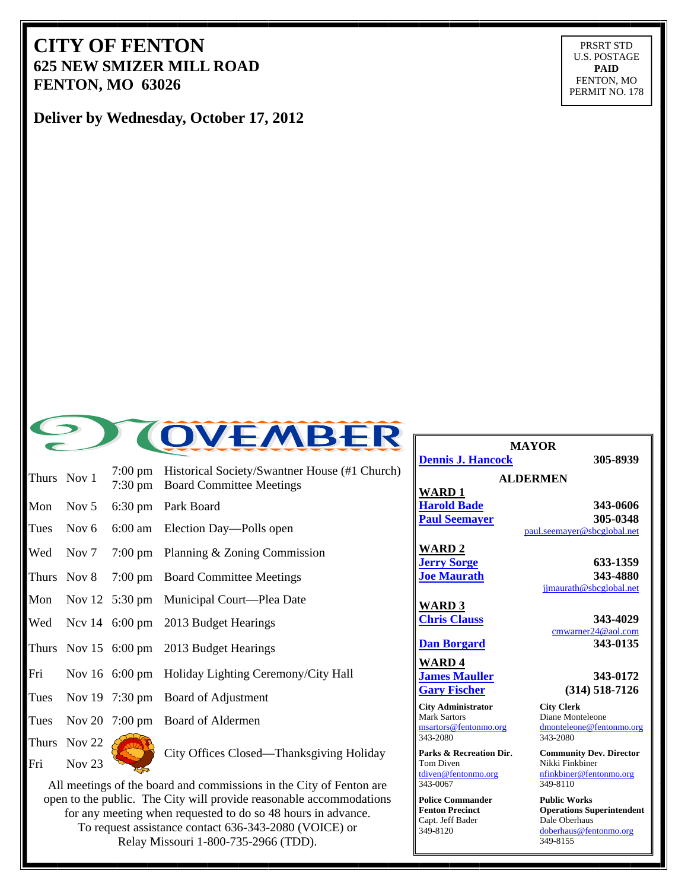# CITY OF FENTON
## 625 NEW SMIZER MILL ROAD
## FENTON, MO 63026

PRSRT STD
U.S. POSTAGE
**PAID**
FENTON, MO
PERMIT NO. 178

**Deliver by Wednesday, October 17, 2012**

## NOVEMBER

| | | | |
|---|---|---|---|
| Thurs | Nov 1 | 7:00 pm<br>7:30 pm | Historical Society/Swantner House (#1 Church)<br>Board Committee Meetings |
| Mon | Nov 5 | 6:30 pm | Park Board |
| Tues | Nov 6 | 6:00 am | Election Day—Polls open |
| Wed | Nov 7 | 7:00 pm | Planning & Zoning Commission |
| Thurs | Nov 8 | 7:00 pm | Board Committee Meetings |
| Mon | Nov 12 | 5:30 pm | Municipal Court—Plea Date |
| Wed | Ncv 14 | 6:00 pm | 2013 Budget Hearings |
| Thurs | Nov 15 | 6:00 pm | 2013 Budget Hearings |
| Fri | Nov 16 | 6:00 pm | Holiday Lighting Ceremony/City Hall |
| Tues | Nov 19 | 7:30 pm | Board of Adjustment |
| Tues | Nov 20 | 7:00 pm | Board of Aldermen |
| Thurs | Nov 22 | | City Offices Closed—Thanksgiving Holiday |
| Fri | Nov 23 | | |

All meetings of the board and commissions in the City of Fenton are open to the public. The City will provide reasonable accommodations for any meeting when requested to do so 48 hours in advance. To request assistance contact 636-343-2080 (VOICE) or Relay Missouri 1-800-735-2966 (TDD).

**MAYOR**

**Dennis J. Hancock** — **305-8939**

**ALDERMEN**

**WARD 1**

**Harold Bade** — **343-0606**
**Paul Seemayer** — **305-0348**
paul.seemayer@sbcglobal.net

**WARD 2**

**Jerry Sorge** — **633-1359**
**Joe Maurath** — **343-4880**
jjmaurath@sbcglobal.net

**WARD 3**

**Chris Clauss** — **343-4029**
cmwarner24@aol.com
**Dan Borgard** — **343-0135**

**WARD 4**

**James Mauller** — **343-0172**
**Gary Fischer** — **(314) 518-7126**

**City Administrator**
Mark Sartors
msartors@fentonmo.org
343-2080

**City Clerk**
Diane Monteleone
dmonteleone@fentonmo.org
343-2080

**Parks & Recreation Dir.**
Tom Diven
tdiven@fentonmo.org
343-0067

**Community Dev. Director**
Nikki Finkbiner
nfinkbiner@fentonmo.org
349-8110

**Police Commander Fenton Precinct**
Capt. Jeff Bader
349-8120

**Public Works Operations Superintendent**
Dale Oberhaus
doberhaus@fentonmo.org
349-8155